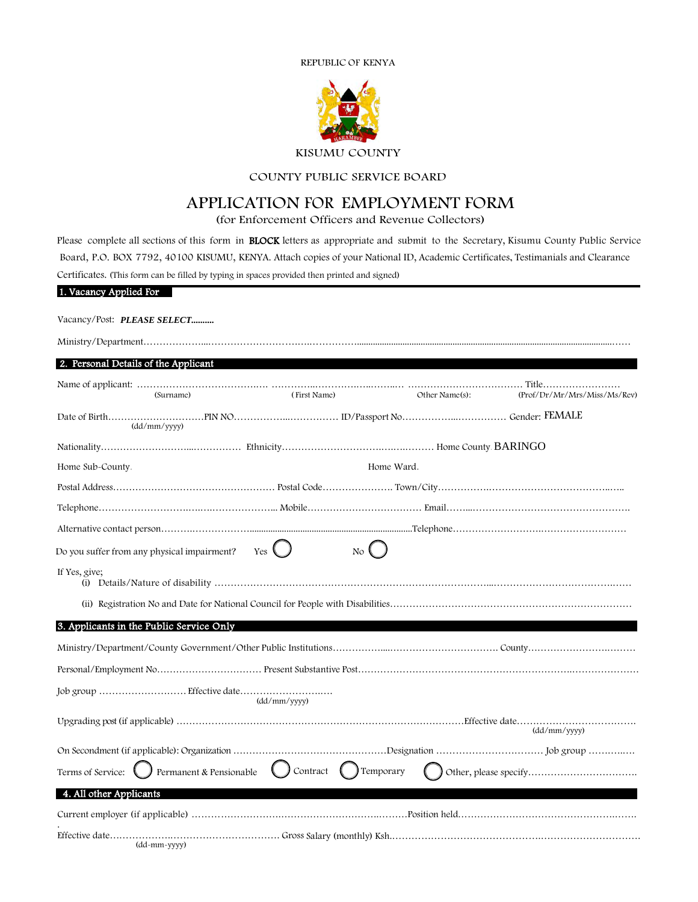REPUBLIC OF KENYA

KISUMU COUNTY

COUNTY PUBLIC SERVICE BOARD

# APPLICATION FOR EMPLOYMENT FORM

(for Enforcement Officers and Revenue Collectors)

Please complete all sections of this form in **BLOCK** letters as appropriate and submit to the Secretary, Kisumu County Public Service Board, P.O. BOX 7792, 40100 KISUMU, KENYA. Attach copies of your National ID, Academic Certificates, Testimanials and Clearance Certificates. (This form can be filled by typing in spaces provided then printed and signed)

## 1. Vacancy Applied For

Vacancy/Post: ***PLEASE SELECT..........***

Ministry/Department……………………………………………………………………………………………………

## 2. Personal Details of the Applicant

Name of applicant: ………………………………… ………………………………… ……………………………… Title……………………
(Surname) (First Name) Other Name(s): (Prof/Dr/Mr/Mrs/Miss/Ms/Rev)

Date of Birth…………………………PIN NO……………………………… ID/Passport No……………………………… Gender: FEMALE
(dd/mm/yyyy)

Nationality……………………………………… Ethnicity………………………………………… Home County BARINGO

Home Sub-County. Home Ward.

Postal Address…………………………………………… Postal Code………………… Town/City……………………………………………

Telephone…………………………………………………… Mobile……………………………… Email……………………………………………

Alternative contact person………………………………………………………………Telephone…………………………………………………

Do you suffer from any physical impairment? Yes ◯ No ◯

If Yes, give;

(i) Details/Nature of disability ……………………………………………………………………………………………………………

(ii) Registration No and Date for National Council for People with Disabilities……………………………………………………………

## 3. Applicants in the Public Service Only

Ministry/Department/County Government/Other Public Institutions……………………………………………… County……………………………

Personal/Employment No…………………………… Present Substantive Post…………………………………………………………………………

Job group ……………………… Effective date………………………
(dd/mm/yyyy)

Upgrading post (if applicable) ……………………………………………………………………………Effective date………………………………
(dd/mm/yyyy)

On Secondment (if applicable): Organization …………………………………………Designation …………………………… Job group …………

Terms of Service: ◯ Permanent & Pensionable ◯ Contract ◯ Temporary ◯ Other, please specify……………………………

## 4. All other Applicants

Current employer (if applicable) ……………………………………………………………Position held……………………………………………

Effective date……………………………………………… Gross Salary (monthly) Ksh……………………………………………………………………
(dd-mm-yyyy)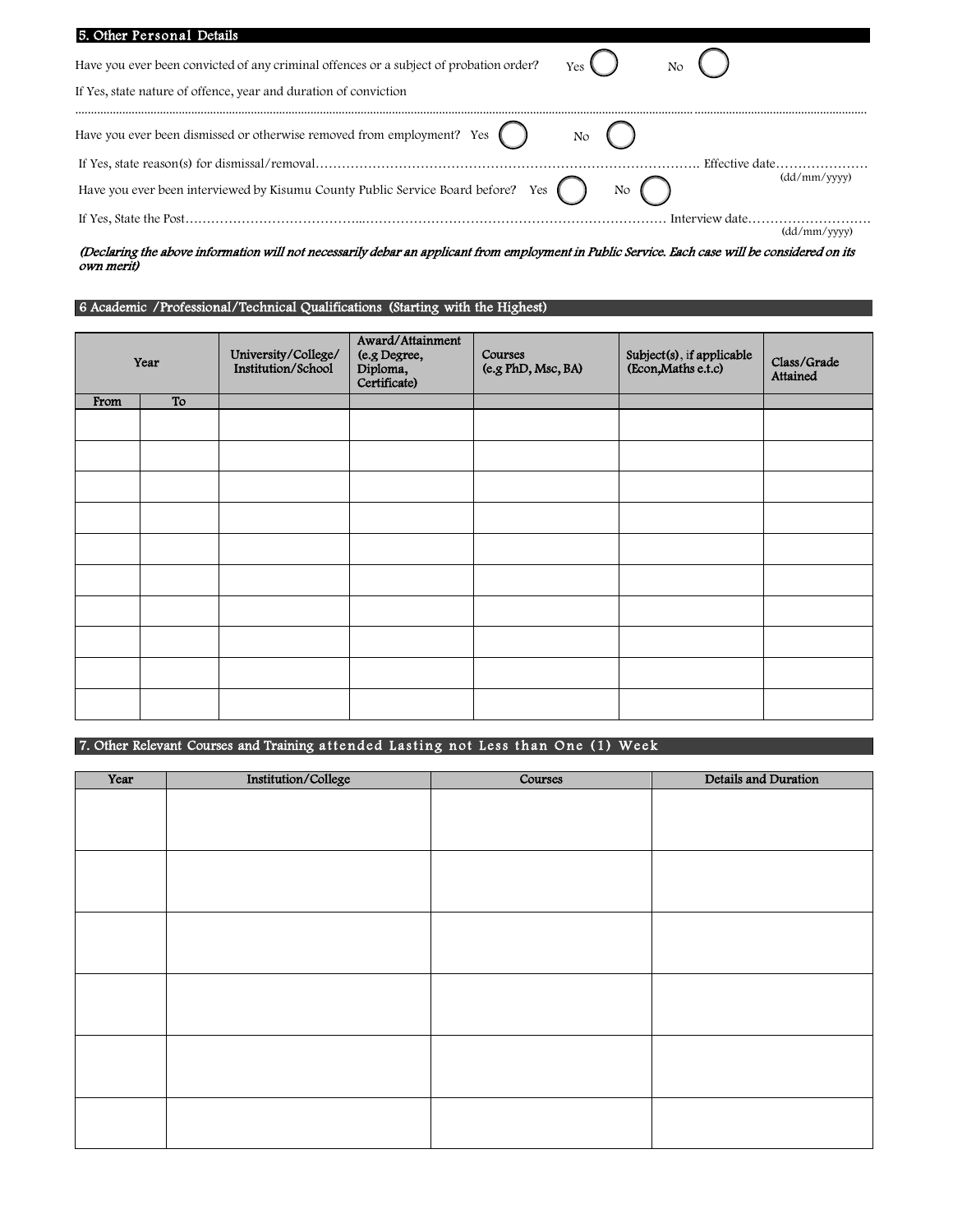## 5. Other Personal Details

Have you ever been convicted of any criminal offences or a subject of probation order? Yes ◯ No ◯

If Yes, state nature of offence, year and duration of conviction

...........................................................................................................................................................................................................................................

Have you ever been dismissed or otherwise removed from employment? Yes ◯ No ◯

If Yes, state reason(s) for dismissal/removal………………………………………………………………………………. Effective date…………………
(dd/mm/yyyy)

Have you ever been interviewed by Kisumu County Public Service Board before? Yes ◯ No ◯

If Yes, State the Post…………………………………..……………………………………………………………… Interview date………………………
(dd/mm/yyyy)

*(Declaring the above information will not necessarily debar an applicant from employment in Public Service. Each case will be considered on its own merit)*

## 6 Academic /Professional/Technical Qualifications (Starting with the Highest)

| Year | | University/College/ Institution/School | Award/Attainment (e.g Degree, Diploma, Certificate) | Courses (e.g PhD, Msc, BA) | Subject(s), if applicable (Econ,Maths e.t.c) | Class/Grade Attained |
|---|---|---|---|---|---|---|
| From | To | | | | | |
| | | | | | | |
| | | | | | | |
| | | | | | | |
| | | | | | | |
| | | | | | | |
| | | | | | | |
| | | | | | | |
| | | | | | | |
| | | | | | | |
| | | | | | | |

## 7. Other Relevant Courses and Training attended Lasting not Less than One (1) Week

| Year | Institution/College | Courses | Details and Duration |
|---|---|---|---|
| | | | |
| | | | |
| | | | |
| | | | |
| | | | |
| | | | |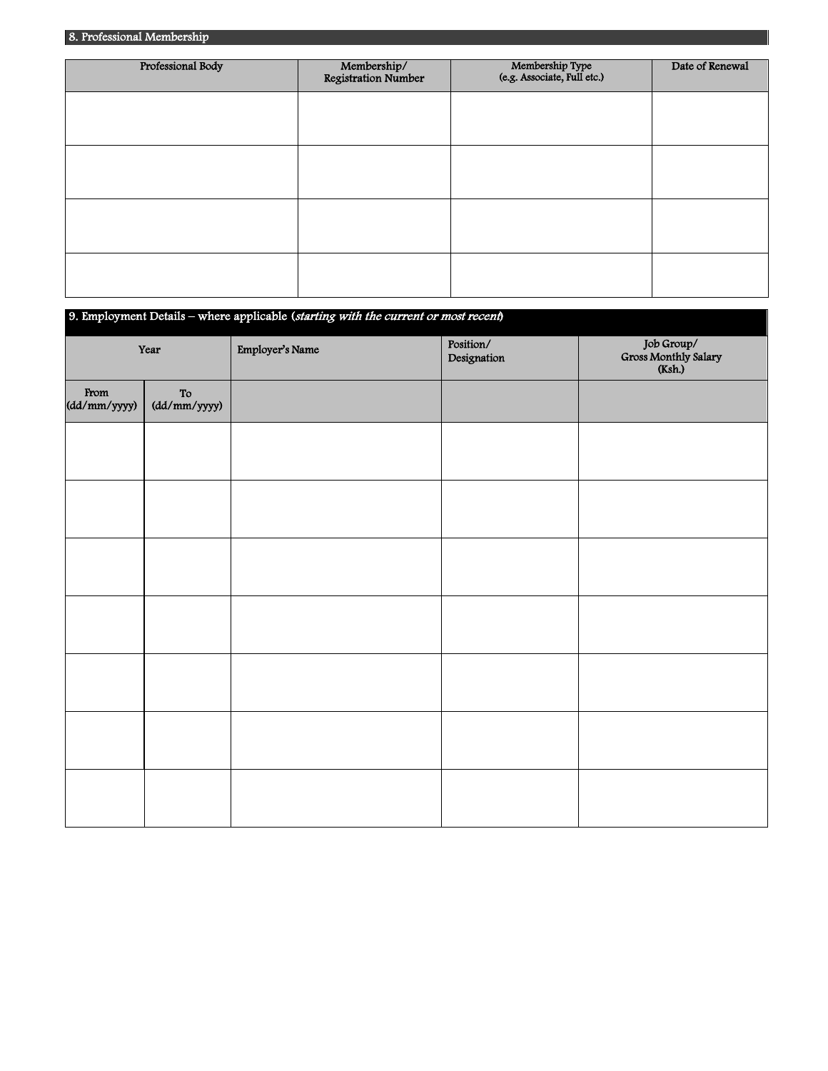## 8. Professional Membership

| Professional Body | Membership/ Registration Number | Membership Type (e.g. Associate, Full etc.) | Date of Renewal |
|---|---|---|---|
| | | | |
| | | | |
| | | | |
| | | | |

## 9. Employment Details – where applicable (*starting with the current or most recent*)

| Year | | Employer's Name | Position/ Designation | Job Group/ Gross Monthly Salary (Ksh.) |
|---|---|---|---|---|
| From (dd/mm/yyyy) | To (dd/mm/yyyy) | | | |
| | | | | |
| | | | | |
| | | | | |
| | | | | |
| | | | | |
| | | | | |
| | | | | |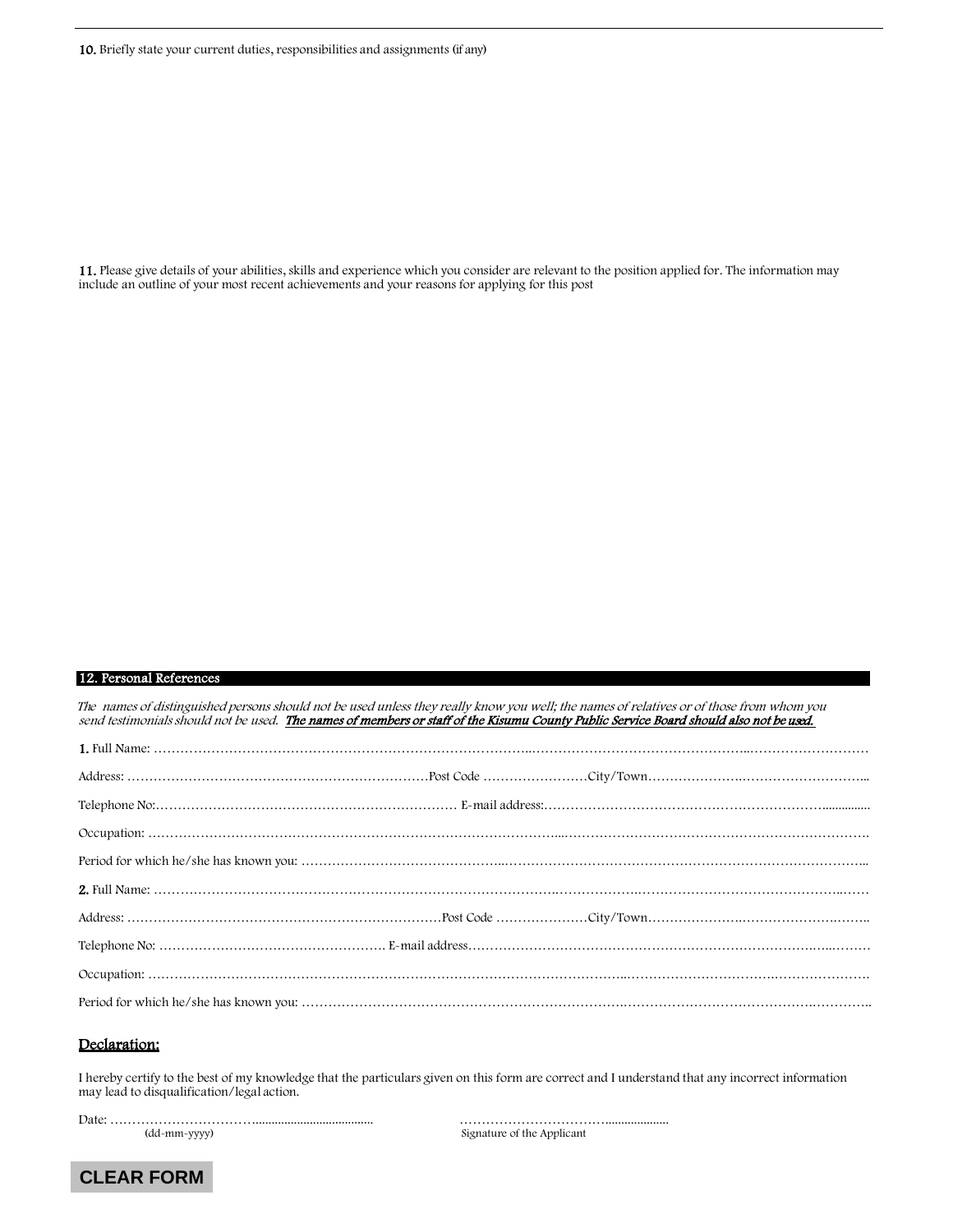**10.** Briefly state your current duties, responsibilities and assignments (if any)

**11.** Please give details of your abilities, skills and experience which you consider are relevant to the position applied for. The information may include an outline of your most recent achievements and your reasons for applying for this post

## 12. Personal References

*The names of distinguished persons should not be used unless they really know you well; the names of relatives or of those from whom you send testimonials should not be used.* ***The names of members or staff of the Kisumu County Public Service Board should also not be used.***

**1.** Full Name: ……………………………………………………………………………………………………………………………………

Address: ……………………………………………………………Post Code ……………………City/Town………………………………………………

Telephone No:…………………………………………………………… E-mail address:……………………………………………………………

Occupation: ……………………………………………………………………………………………………………………………………………

Period for which he/she has known you: ………………………………………………………………………………………………………………

**2.** Full Name: ……………………………………………………………………………………………………………………………………

Address: ………………………………………………………………Post Code …………………City/Town………………………………………………

Telephone No: …………………………………………… E-mail address……………………………………………………………………………

Occupation: ……………………………………………………………………………………………………………………………………………

Period for which he/she has known you: ………………………………………………………………………………………………………………

## Declaration:

I hereby certify to the best of my knowledge that the particulars given on this form are correct and I understand that any incorrect information may lead to disqualification/legal action.

Date: …………………………………………………………… ……………………………………………………
(dd-mm-yyyy) Signature of the Applicant

CLEAR FORM